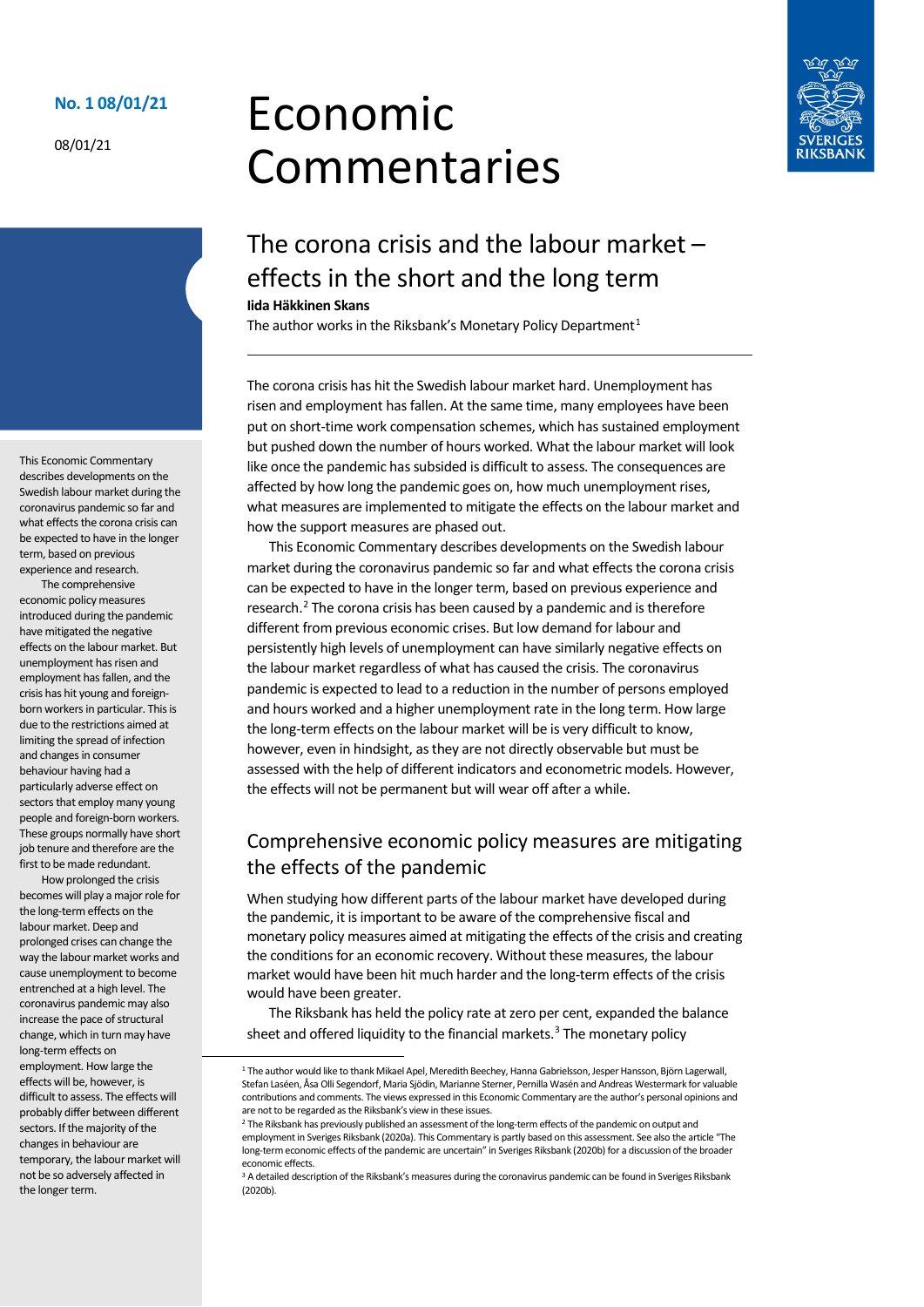**No. 1 08/01/21**

08/01/21

# Economic Commentaries

## The corona crisis and the labour market – effects in the short and the long term

**Iida Häkkinen Skans**

The author works in the Riksbank's Monetary Policy Department[1]

This Economic Commentary describes developments on the Swedish labour market during the coronavirus pandemic so far and what effects the corona crisis can be expected to have in the longer term, based on previous experience and research.

The comprehensive economic policy measures introduced during the pandemic have mitigated the negative effects on the labour market. But unemployment has risen and employment has fallen, and the crisis has hit young and foreign-born workers in particular. This is due to the restrictions aimed at limiting the spread of infection and changes in consumer behaviour having had a particularly adverse effect on sectors that employ many young people and foreign-born workers. These groups normally have short job tenure and therefore are the first to be made redundant.

How prolonged the crisis becomes will play a major role for the long-term effects on the labour market. Deep and prolonged crises can change the way the labour market works and cause unemployment to become entrenched at a high level. The coronavirus pandemic may also increase the pace of structural change, which in turn may have long-term effects on employment. How large the effects will be, however, is difficult to assess. The effects will probably differ between different sectors. If the majority of the changes in behaviour are temporary, the labour market will not be so adversely affected in the longer term.

The corona crisis has hit the Swedish labour market hard. Unemployment has risen and employment has fallen. At the same time, many employees have been put on short-time work compensation schemes, which has sustained employment but pushed down the number of hours worked. What the labour market will look like once the pandemic has subsided is difficult to assess. The consequences are affected by how long the pandemic goes on, how much unemployment rises, what measures are implemented to mitigate the effects on the labour market and how the support measures are phased out.

This Economic Commentary describes developments on the Swedish labour market during the coronavirus pandemic so far and what effects the corona crisis can be expected to have in the longer term, based on previous experience and research.[2] The corona crisis has been caused by a pandemic and is therefore different from previous economic crises. But low demand for labour and persistently high levels of unemployment can have similarly negative effects on the labour market regardless of what has caused the crisis. The coronavirus pandemic is expected to lead to a reduction in the number of persons employed and hours worked and a higher unemployment rate in the long term. How large the long-term effects on the labour market will be is very difficult to know, however, even in hindsight, as they are not directly observable but must be assessed with the help of different indicators and econometric models. However, the effects will not be permanent but will wear off after a while.

### Comprehensive economic policy measures are mitigating the effects of the pandemic

When studying how different parts of the labour market have developed during the pandemic, it is important to be aware of the comprehensive fiscal and monetary policy measures aimed at mitigating the effects of the crisis and creating the conditions for an economic recovery. Without these measures, the labour market would have been hit much harder and the long-term effects of the crisis would have been greater.

The Riksbank has held the policy rate at zero per cent, expanded the balance sheet and offered liquidity to the financial markets.[3] The monetary policy

---

[1] The author would like to thank Mikael Apel, Meredith Beechey, Hanna Gabrielsson, Jesper Hansson, Björn Lagerwall, Stefan Laséen, Åsa Olli Segendorf, Maria Sjödin, Marianne Sterner, Pernilla Wasén and Andreas Westermark for valuable contributions and comments. The views expressed in this Economic Commentary are the author's personal opinions and are not to be regarded as the Riksbank's view in these issues.

[2] The Riksbank has previously published an assessment of the long-term effects of the pandemic on output and employment in Sveriges Riksbank (2020a). This Commentary is partly based on this assessment. See also the article "The long-term economic effects of the pandemic are uncertain" in Sveriges Riksbank (2020b) for a discussion of the broader economic effects.

[3] A detailed description of the Riksbank's measures during the coronavirus pandemic can be found in Sveriges Riksbank (2020b).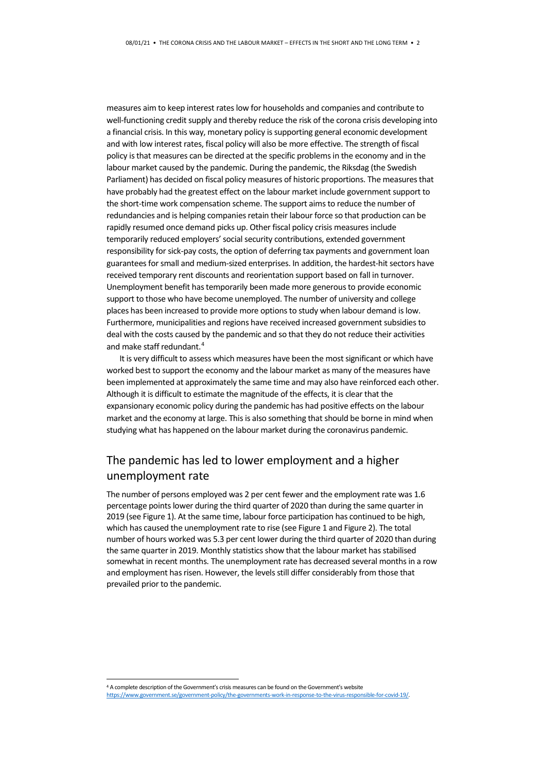measures aim to keep interest rates low for households and companies and contribute to well-functioning credit supply and thereby reduce the risk of the corona crisis developing into a financial crisis. In this way, monetary policy is supporting general economic development and with low interest rates, fiscal policy will also be more effective. The strength of fiscal policy is that measures can be directed at the specific problems in the economy and in the labour market caused by the pandemic. During the pandemic, the Riksdag (the Swedish Parliament) has decided on fiscal policy measures of historic proportions. The measures that have probably had the greatest effect on the labour market include government support to the short-time work compensation scheme. The support aims to reduce the number of redundancies and is helping companies retain their labour force so that production can be rapidly resumed once demand picks up. Other fiscal policy crisis measures include temporarily reduced employers' social security contributions, extended government responsibility for sick-pay costs, the option of deferring tax payments and government loan guarantees for small and medium-sized enterprises. In addition, the hardest-hit sectors have received temporary rent discounts and reorientation support based on fall in turnover. Unemployment benefit has temporarily been made more generous to provide economic support to those who have become unemployed. The number of university and college places has been increased to provide more options to study when labour demand is low. Furthermore, municipalities and regions have received increased government subsidies to deal with the costs caused by the pandemic and so that they do not reduce their activities and make staff redundant.[4]

It is very difficult to assess which measures have been the most significant or which have worked best to support the economy and the labour market as many of the measures have been implemented at approximately the same time and may also have reinforced each other. Although it is difficult to estimate the magnitude of the effects, it is clear that the expansionary economic policy during the pandemic has had positive effects on the labour market and the economy at large. This is also something that should be borne in mind when studying what has happened on the labour market during the coronavirus pandemic.

## The pandemic has led to lower employment and a higher unemployment rate

The number of persons employed was 2 per cent fewer and the employment rate was 1.6 percentage points lower during the third quarter of 2020 than during the same quarter in 2019 (see Figure 1). At the same time, labour force participation has continued to be high, which has caused the unemployment rate to rise (see Figure 1 and Figure 2). The total number of hours worked was 5.3 per cent lower during the third quarter of 2020 than during the same quarter in 2019. Monthly statistics show that the labour market has stabilised somewhat in recent months. The unemployment rate has decreased several months in a row and employment has risen. However, the levels still differ considerably from those that prevailed prior to the pandemic.

[4] A complete description of the Government's crisis measures can be found on the Government's website https://www.government.se/government-policy/the-governments-work-in-response-to-the-virus-responsible-for-covid-19/.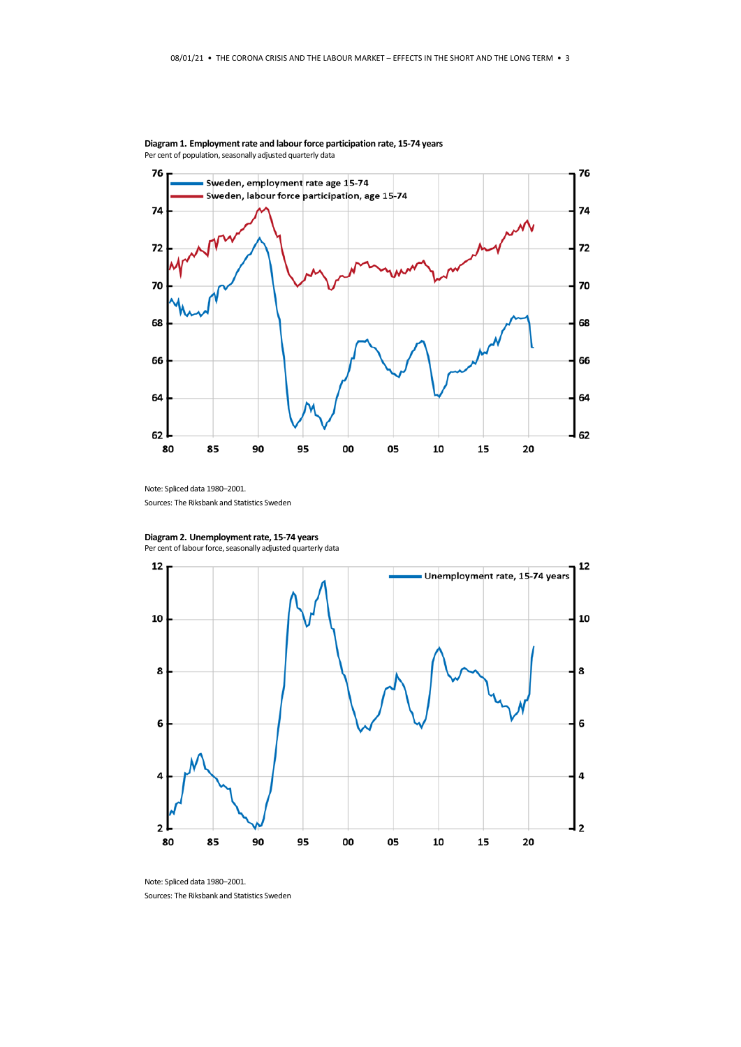**Diagram 1. Employment rate and labour force participation rate, 15-74 years**
Per cent of population, seasonally adjusted quarterly data

Note: Spliced data 1980–2001.

Sources: The Riksbank and Statistics Sweden

**Diagram 2. Unemployment rate, 15-74 years**
Per cent of labour force, seasonally adjusted quarterly data

Note: Spliced data 1980–2001.

Sources: The Riksbank and Statistics Sweden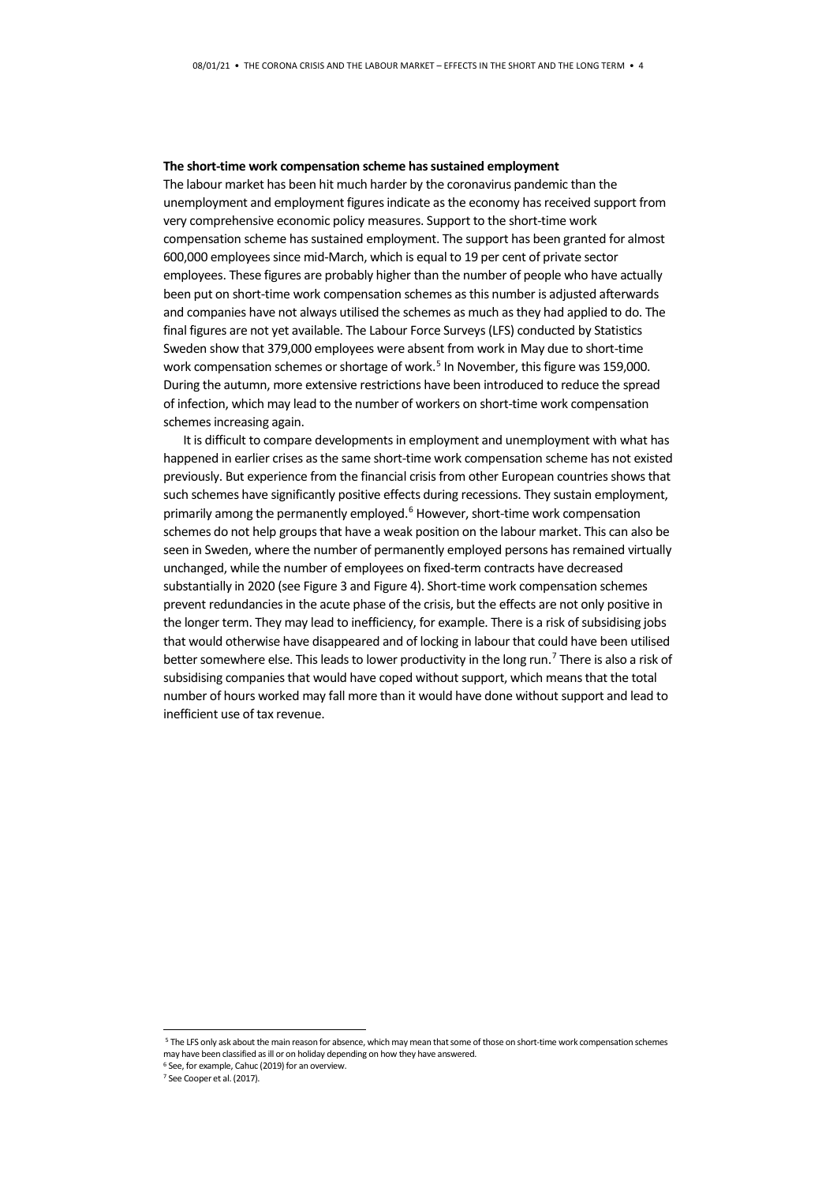**The short-time work compensation scheme has sustained employment**

The labour market has been hit much harder by the coronavirus pandemic than the unemployment and employment figures indicate as the economy has received support from very comprehensive economic policy measures. Support to the short-time work compensation scheme has sustained employment. The support has been granted for almost 600,000 employees since mid-March, which is equal to 19 per cent of private sector employees. These figures are probably higher than the number of people who have actually been put on short-time work compensation schemes as this number is adjusted afterwards and companies have not always utilised the schemes as much as they had applied to do. The final figures are not yet available. The Labour Force Surveys (LFS) conducted by Statistics Sweden show that 379,000 employees were absent from work in May due to short-time work compensation schemes or shortage of work.[5] In November, this figure was 159,000. During the autumn, more extensive restrictions have been introduced to reduce the spread of infection, which may lead to the number of workers on short-time work compensation schemes increasing again.

It is difficult to compare developments in employment and unemployment with what has happened in earlier crises as the same short-time work compensation scheme has not existed previously. But experience from the financial crisis from other European countries shows that such schemes have significantly positive effects during recessions. They sustain employment, primarily among the permanently employed.[6] However, short-time work compensation schemes do not help groups that have a weak position on the labour market. This can also be seen in Sweden, where the number of permanently employed persons has remained virtually unchanged, while the number of employees on fixed-term contracts have decreased substantially in 2020 (see Figure 3 and Figure 4). Short-time work compensation schemes prevent redundancies in the acute phase of the crisis, but the effects are not only positive in the longer term. They may lead to inefficiency, for example. There is a risk of subsidising jobs that would otherwise have disappeared and of locking in labour that could have been utilised better somewhere else. This leads to lower productivity in the long run.[7] There is also a risk of subsidising companies that would have coped without support, which means that the total number of hours worked may fall more than it would have done without support and lead to inefficient use of tax revenue.

---

[5] The LFS only ask about the main reason for absence, which may mean that some of those on short-time work compensation schemes may have been classified as ill or on holiday depending on how they have answered.

[6] See, for example, Cahuc (2019) for an overview.

[7] See Cooper et al. (2017).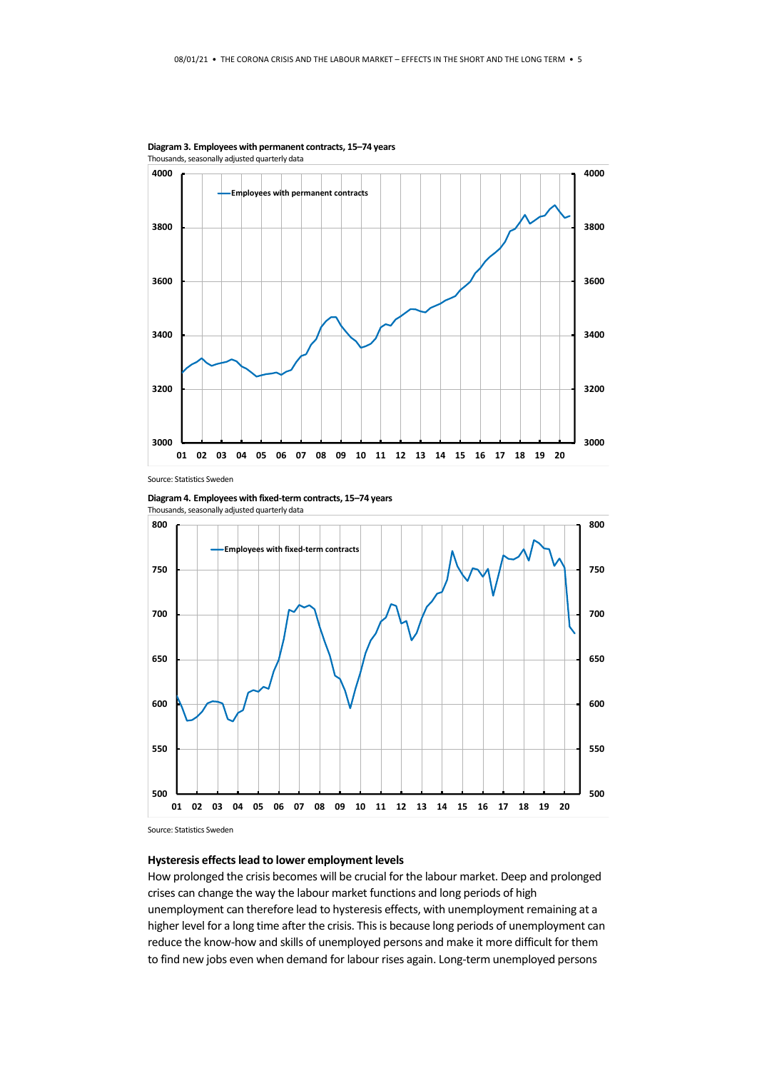**Diagram 3. Employees with permanent contracts, 15–74 years**
Thousands, seasonally adjusted quarterly data

Source: Statistics Sweden

**Diagram 4. Employees with fixed-term contracts, 15–74 years**
Thousands, seasonally adjusted quarterly data

Source: Statistics Sweden

### Hysteresis effects lead to lower employment levels

How prolonged the crisis becomes will be crucial for the labour market. Deep and prolonged crises can change the way the labour market functions and long periods of high unemployment can therefore lead to hysteresis effects, with unemployment remaining at a higher level for a long time after the crisis. This is because long periods of unemployment can reduce the know-how and skills of unemployed persons and make it more difficult for them to find new jobs even when demand for labour rises again. Long-term unemployed persons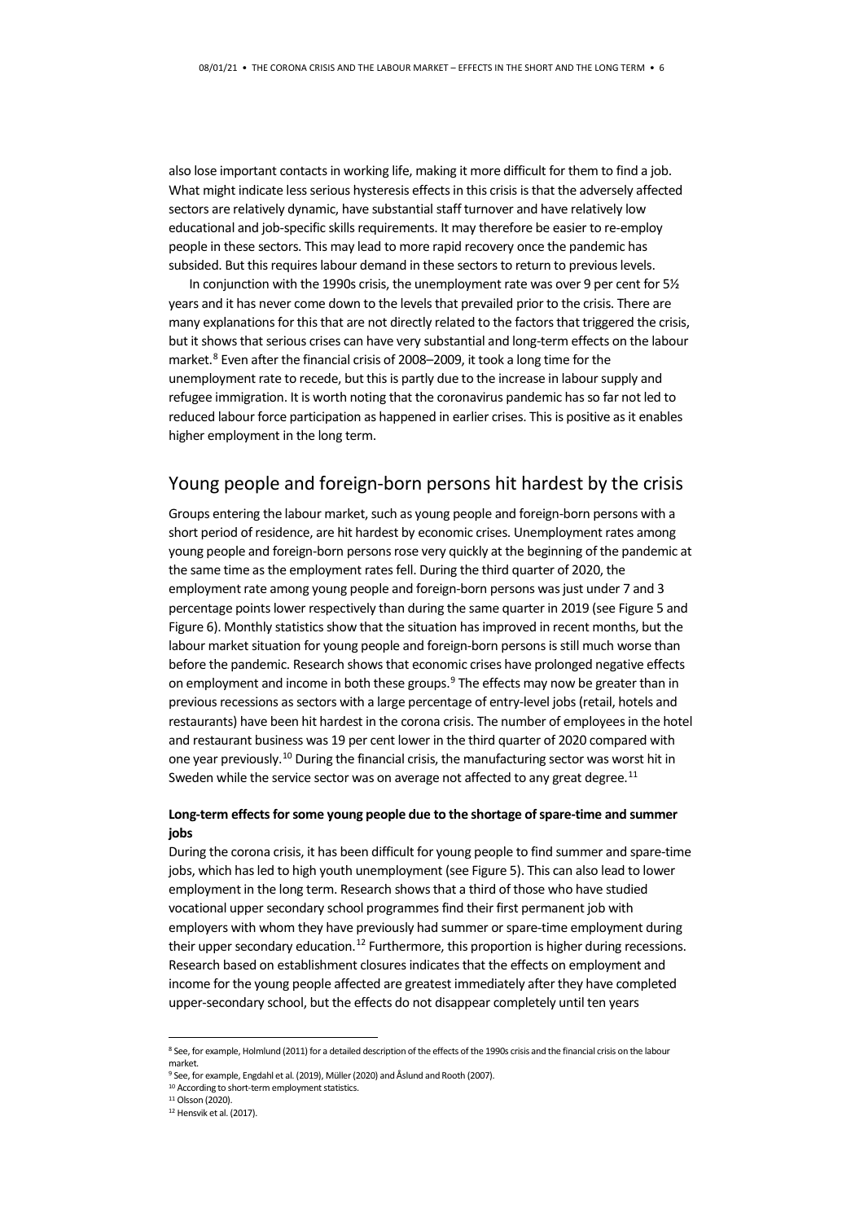also lose important contacts in working life, making it more difficult for them to find a job. What might indicate less serious hysteresis effects in this crisis is that the adversely affected sectors are relatively dynamic, have substantial staff turnover and have relatively low educational and job-specific skills requirements. It may therefore be easier to re-employ people in these sectors. This may lead to more rapid recovery once the pandemic has subsided. But this requires labour demand in these sectors to return to previous levels.

In conjunction with the 1990s crisis, the unemployment rate was over 9 per cent for 5½ years and it has never come down to the levels that prevailed prior to the crisis. There are many explanations for this that are not directly related to the factors that triggered the crisis, but it shows that serious crises can have very substantial and long-term effects on the labour market.[8] Even after the financial crisis of 2008–2009, it took a long time for the unemployment rate to recede, but this is partly due to the increase in labour supply and refugee immigration. It is worth noting that the coronavirus pandemic has so far not led to reduced labour force participation as happened in earlier crises. This is positive as it enables higher employment in the long term.

## Young people and foreign-born persons hit hardest by the crisis

Groups entering the labour market, such as young people and foreign-born persons with a short period of residence, are hit hardest by economic crises. Unemployment rates among young people and foreign-born persons rose very quickly at the beginning of the pandemic at the same time as the employment rates fell. During the third quarter of 2020, the employment rate among young people and foreign-born persons was just under 7 and 3 percentage points lower respectively than during the same quarter in 2019 (see Figure 5 and Figure 6). Monthly statistics show that the situation has improved in recent months, but the labour market situation for young people and foreign-born persons is still much worse than before the pandemic. Research shows that economic crises have prolonged negative effects on employment and income in both these groups.[9] The effects may now be greater than in previous recessions as sectors with a large percentage of entry-level jobs (retail, hotels and restaurants) have been hit hardest in the corona crisis. The number of employees in the hotel and restaurant business was 19 per cent lower in the third quarter of 2020 compared with one year previously.[10] During the financial crisis, the manufacturing sector was worst hit in Sweden while the service sector was on average not affected to any great degree.[11]

### Long-term effects for some young people due to the shortage of spare-time and summer jobs

During the corona crisis, it has been difficult for young people to find summer and spare-time jobs, which has led to high youth unemployment (see Figure 5). This can also lead to lower employment in the long term. Research shows that a third of those who have studied vocational upper secondary school programmes find their first permanent job with employers with whom they have previously had summer or spare-time employment during their upper secondary education.[12] Furthermore, this proportion is higher during recessions. Research based on establishment closures indicates that the effects on employment and income for the young people affected are greatest immediately after they have completed upper-secondary school, but the effects do not disappear completely until ten years

---

[8] See, for example, Holmlund (2011) for a detailed description of the effects of the 1990s crisis and the financial crisis on the labour market.

[9] See, for example, Engdahl et al. (2019), Müller (2020) and Åslund and Rooth (2007).

[10] According to short-term employment statistics.

[11] Olsson (2020).

[12] Hensvik et al. (2017).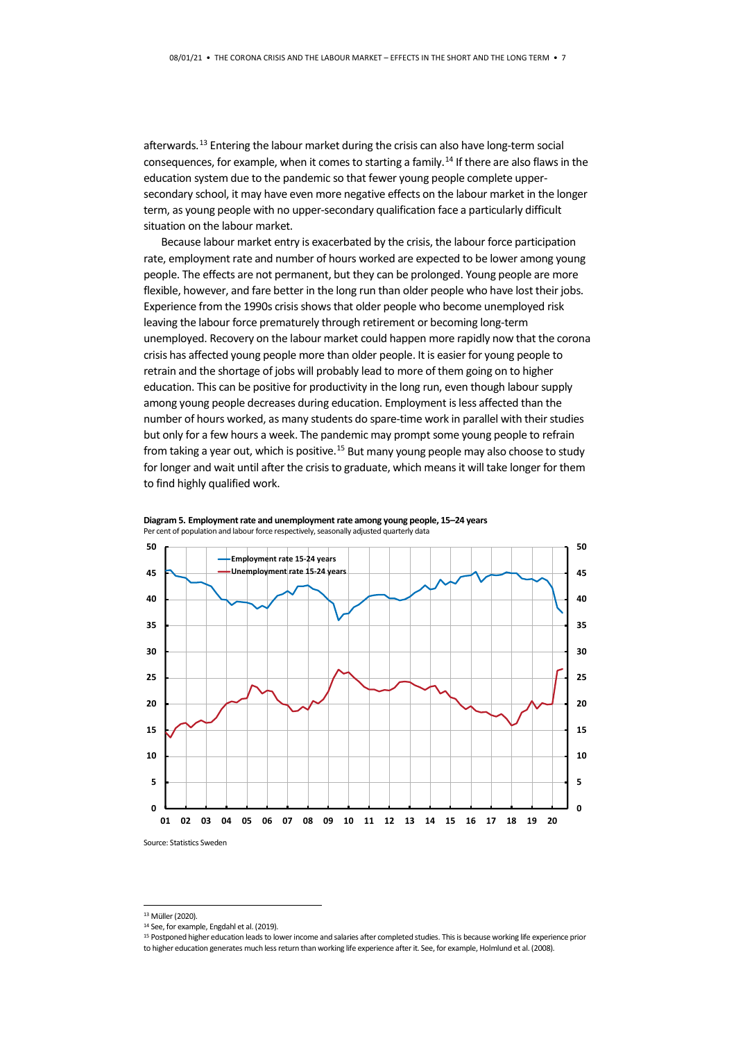afterwards.[13] Entering the labour market during the crisis can also have long-term social consequences, for example, when it comes to starting a family.[14] If there are also flaws in the education system due to the pandemic so that fewer young people complete upper-secondary school, it may have even more negative effects on the labour market in the longer term, as young people with no upper-secondary qualification face a particularly difficult situation on the labour market.

Because labour market entry is exacerbated by the crisis, the labour force participation rate, employment rate and number of hours worked are expected to be lower among young people. The effects are not permanent, but they can be prolonged. Young people are more flexible, however, and fare better in the long run than older people who have lost their jobs. Experience from the 1990s crisis shows that older people who become unemployed risk leaving the labour force prematurely through retirement or becoming long-term unemployed. Recovery on the labour market could happen more rapidly now that the corona crisis has affected young people more than older people. It is easier for young people to retrain and the shortage of jobs will probably lead to more of them going on to higher education. This can be positive for productivity in the long run, even though labour supply among young people decreases during education. Employment is less affected than the number of hours worked, as many students do spare-time work in parallel with their studies but only for a few hours a week. The pandemic may prompt some young people to refrain from taking a year out, which is positive.[15] But many young people may also choose to study for longer and wait until after the crisis to graduate, which means it will take longer for them to find highly qualified work.

**Diagram 5. Employment rate and unemployment rate among young people, 15–24 years**
Per cent of population and labour force respectively, seasonally adjusted quarterly data

Source: Statistics Sweden

[13] Müller (2020).

[14] See, for example, Engdahl et al. (2019).

[15] Postponed higher education leads to lower income and salaries after completed studies. This is because working life experience prior to higher education generates much less return than working life experience after it. See, for example, Holmlund et al. (2008).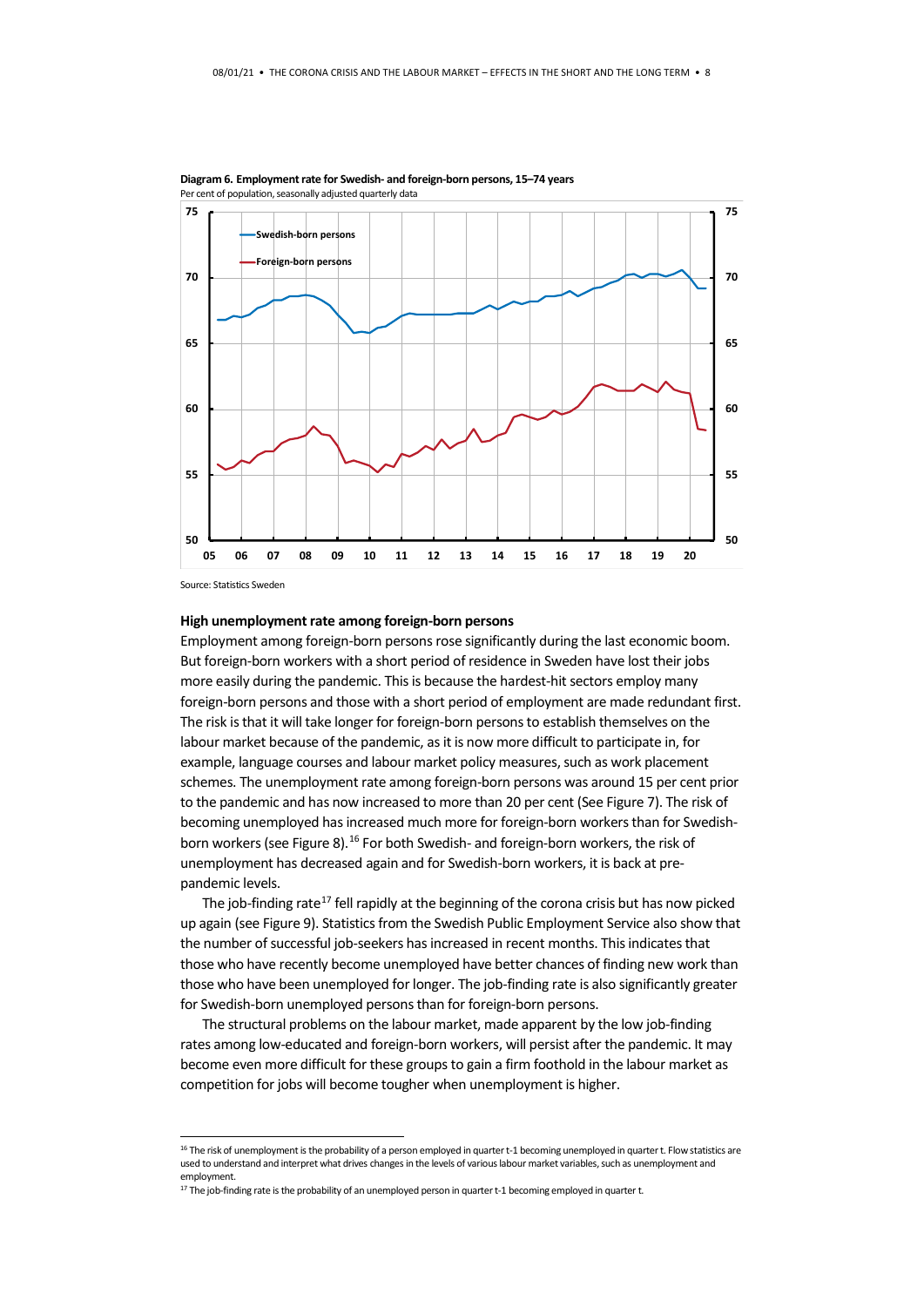**Diagram 6. Employment rate for Swedish- and foreign-born persons, 15–74 years**
Per cent of population, seasonally adjusted quarterly data

Source: Statistics Sweden

**High unemployment rate among foreign-born persons**

Employment among foreign-born persons rose significantly during the last economic boom. But foreign-born workers with a short period of residence in Sweden have lost their jobs more easily during the pandemic. This is because the hardest-hit sectors employ many foreign-born persons and those with a short period of employment are made redundant first. The risk is that it will take longer for foreign-born persons to establish themselves on the labour market because of the pandemic, as it is now more difficult to participate in, for example, language courses and labour market policy measures, such as work placement schemes. The unemployment rate among foreign-born persons was around 15 per cent prior to the pandemic and has now increased to more than 20 per cent (See Figure 7). The risk of becoming unemployed has increased much more for foreign-born workers than for Swedish-born workers (see Figure 8).[16] For both Swedish- and foreign-born workers, the risk of unemployment has decreased again and for Swedish-born workers, it is back at pre-pandemic levels.

The job-finding rate[17] fell rapidly at the beginning of the corona crisis but has now picked up again (see Figure 9). Statistics from the Swedish Public Employment Service also show that the number of successful job-seekers has increased in recent months. This indicates that those who have recently become unemployed have better chances of finding new work than those who have been unemployed for longer. The job-finding rate is also significantly greater for Swedish-born unemployed persons than for foreign-born persons.

The structural problems on the labour market, made apparent by the low job-finding rates among low-educated and foreign-born workers, will persist after the pandemic. It may become even more difficult for these groups to gain a firm foothold in the labour market as competition for jobs will become tougher when unemployment is higher.

---

[16] The risk of unemployment is the probability of a person employed in quarter t-1 becoming unemployed in quarter t. Flow statistics are used to understand and interpret what drives changes in the levels of various labour market variables, such as unemployment and employment.

[17] The job-finding rate is the probability of an unemployed person in quarter t-1 becoming employed in quarter t.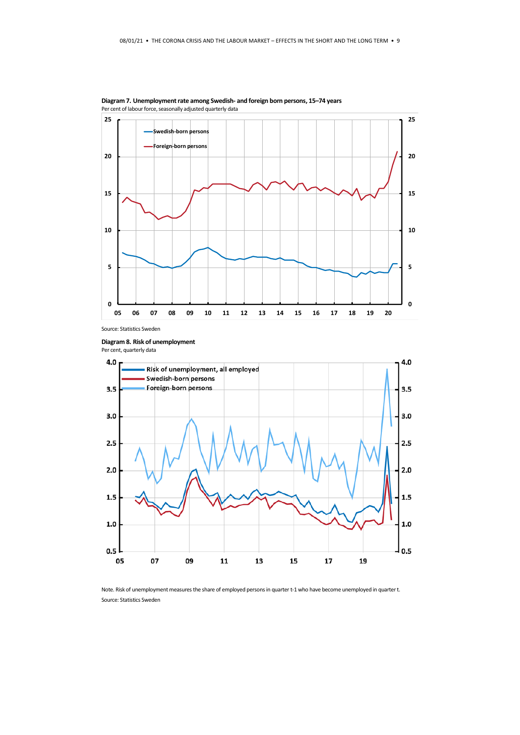**Diagram 7. Unemployment rate among Swedish- and foreign born persons, 15–74 years**
Per cent of labour force, seasonally adjusted quarterly data

Source: Statistics Sweden

**Diagram 8. Risk of unemployment**
Per cent, quarterly data

Note. Risk of unemployment measures the share of employed persons in quarter t-1 who have become unemployed in quarter t.
Source: Statistics Sweden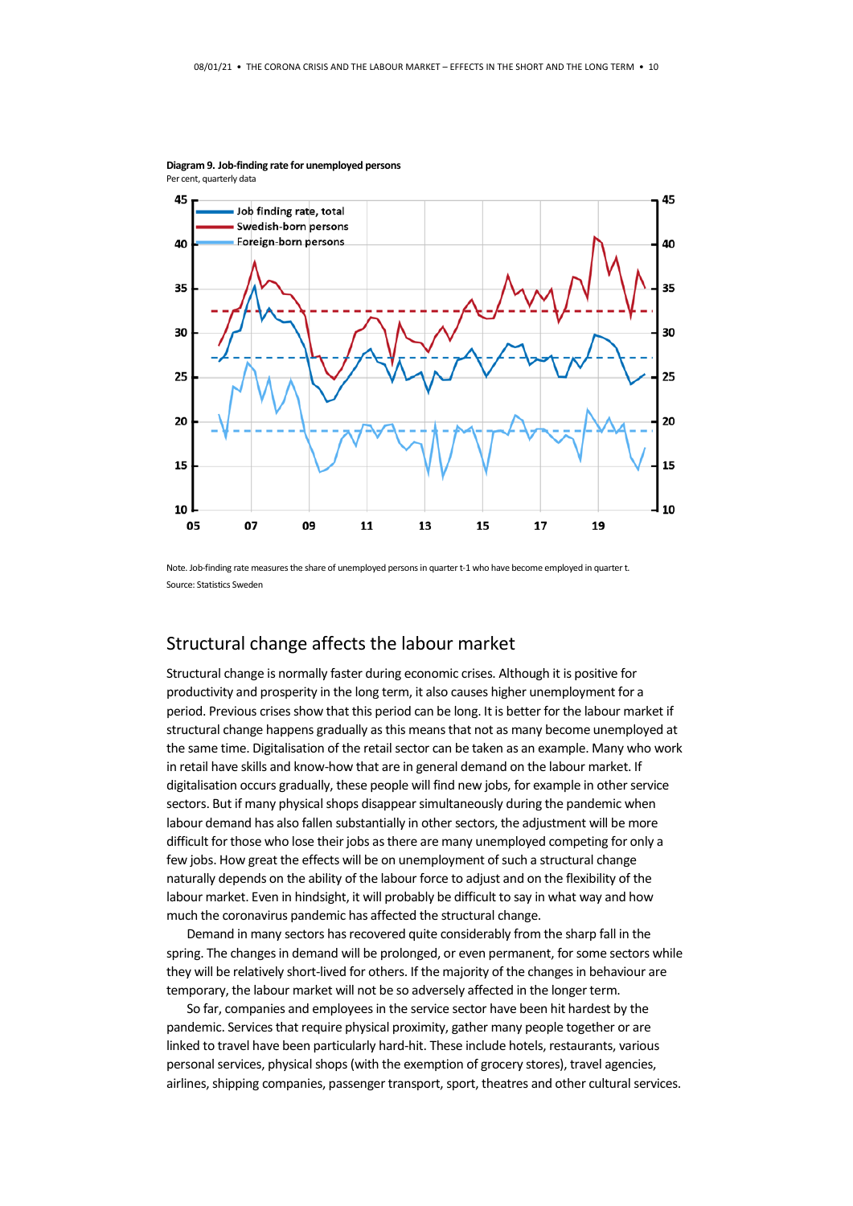**Diagram 9. Job-finding rate for unemployed persons**
Per cent, quarterly data

Note. Job-finding rate measures the share of unemployed persons in quarter t-1 who have become employed in quarter t.
Source: Statistics Sweden

## Structural change affects the labour market

Structural change is normally faster during economic crises. Although it is positive for productivity and prosperity in the long term, it also causes higher unemployment for a period. Previous crises show that this period can be long. It is better for the labour market if structural change happens gradually as this means that not as many become unemployed at the same time. Digitalisation of the retail sector can be taken as an example. Many who work in retail have skills and know-how that are in general demand on the labour market. If digitalisation occurs gradually, these people will find new jobs, for example in other service sectors. But if many physical shops disappear simultaneously during the pandemic when labour demand has also fallen substantially in other sectors, the adjustment will be more difficult for those who lose their jobs as there are many unemployed competing for only a few jobs. How great the effects will be on unemployment of such a structural change naturally depends on the ability of the labour force to adjust and on the flexibility of the labour market. Even in hindsight, it will probably be difficult to say in what way and how much the coronavirus pandemic has affected the structural change.

Demand in many sectors has recovered quite considerably from the sharp fall in the spring. The changes in demand will be prolonged, or even permanent, for some sectors while they will be relatively short-lived for others. If the majority of the changes in behaviour are temporary, the labour market will not be so adversely affected in the longer term.

So far, companies and employees in the service sector have been hit hardest by the pandemic. Services that require physical proximity, gather many people together or are linked to travel have been particularly hard-hit. These include hotels, restaurants, various personal services, physical shops (with the exemption of grocery stores), travel agencies, airlines, shipping companies, passenger transport, sport, theatres and other cultural services.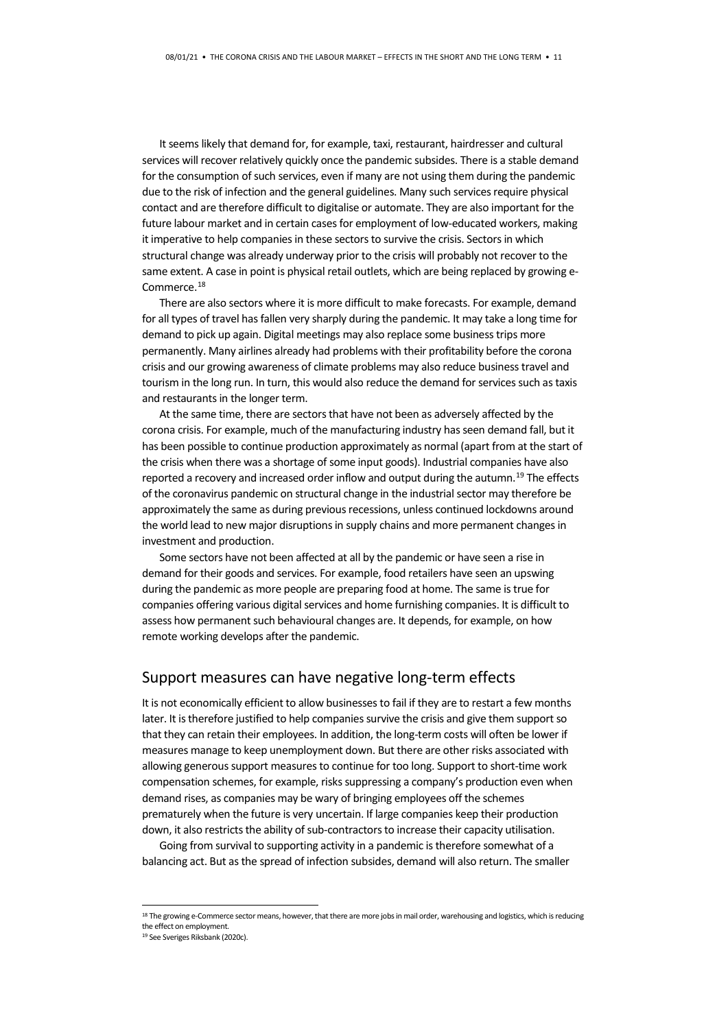It seems likely that demand for, for example, taxi, restaurant, hairdresser and cultural services will recover relatively quickly once the pandemic subsides. There is a stable demand for the consumption of such services, even if many are not using them during the pandemic due to the risk of infection and the general guidelines. Many such services require physical contact and are therefore difficult to digitalise or automate. They are also important for the future labour market and in certain cases for employment of low-educated workers, making it imperative to help companies in these sectors to survive the crisis. Sectors in which structural change was already underway prior to the crisis will probably not recover to the same extent. A case in point is physical retail outlets, which are being replaced by growing e-Commerce.[18]

There are also sectors where it is more difficult to make forecasts. For example, demand for all types of travel has fallen very sharply during the pandemic. It may take a long time for demand to pick up again. Digital meetings may also replace some business trips more permanently. Many airlines already had problems with their profitability before the corona crisis and our growing awareness of climate problems may also reduce business travel and tourism in the long run. In turn, this would also reduce the demand for services such as taxis and restaurants in the longer term.

At the same time, there are sectors that have not been as adversely affected by the corona crisis. For example, much of the manufacturing industry has seen demand fall, but it has been possible to continue production approximately as normal (apart from at the start of the crisis when there was a shortage of some input goods). Industrial companies have also reported a recovery and increased order inflow and output during the autumn.[19] The effects of the coronavirus pandemic on structural change in the industrial sector may therefore be approximately the same as during previous recessions, unless continued lockdowns around the world lead to new major disruptions in supply chains and more permanent changes in investment and production.

Some sectors have not been affected at all by the pandemic or have seen a rise in demand for their goods and services. For example, food retailers have seen an upswing during the pandemic as more people are preparing food at home. The same is true for companies offering various digital services and home furnishing companies. It is difficult to assess how permanent such behavioural changes are. It depends, for example, on how remote working develops after the pandemic.

## Support measures can have negative long-term effects

It is not economically efficient to allow businesses to fail if they are to restart a few months later. It is therefore justified to help companies survive the crisis and give them support so that they can retain their employees. In addition, the long-term costs will often be lower if measures manage to keep unemployment down. But there are other risks associated with allowing generous support measures to continue for too long. Support to short-time work compensation schemes, for example, risks suppressing a company's production even when demand rises, as companies may be wary of bringing employees off the schemes prematurely when the future is very uncertain. If large companies keep their production down, it also restricts the ability of sub-contractors to increase their capacity utilisation.

Going from survival to supporting activity in a pandemic is therefore somewhat of a balancing act. But as the spread of infection subsides, demand will also return. The smaller

[18] The growing e-Commerce sector means, however, that there are more jobs in mail order, warehousing and logistics, which is reducing the effect on employment.

[19] See Sveriges Riksbank (2020c).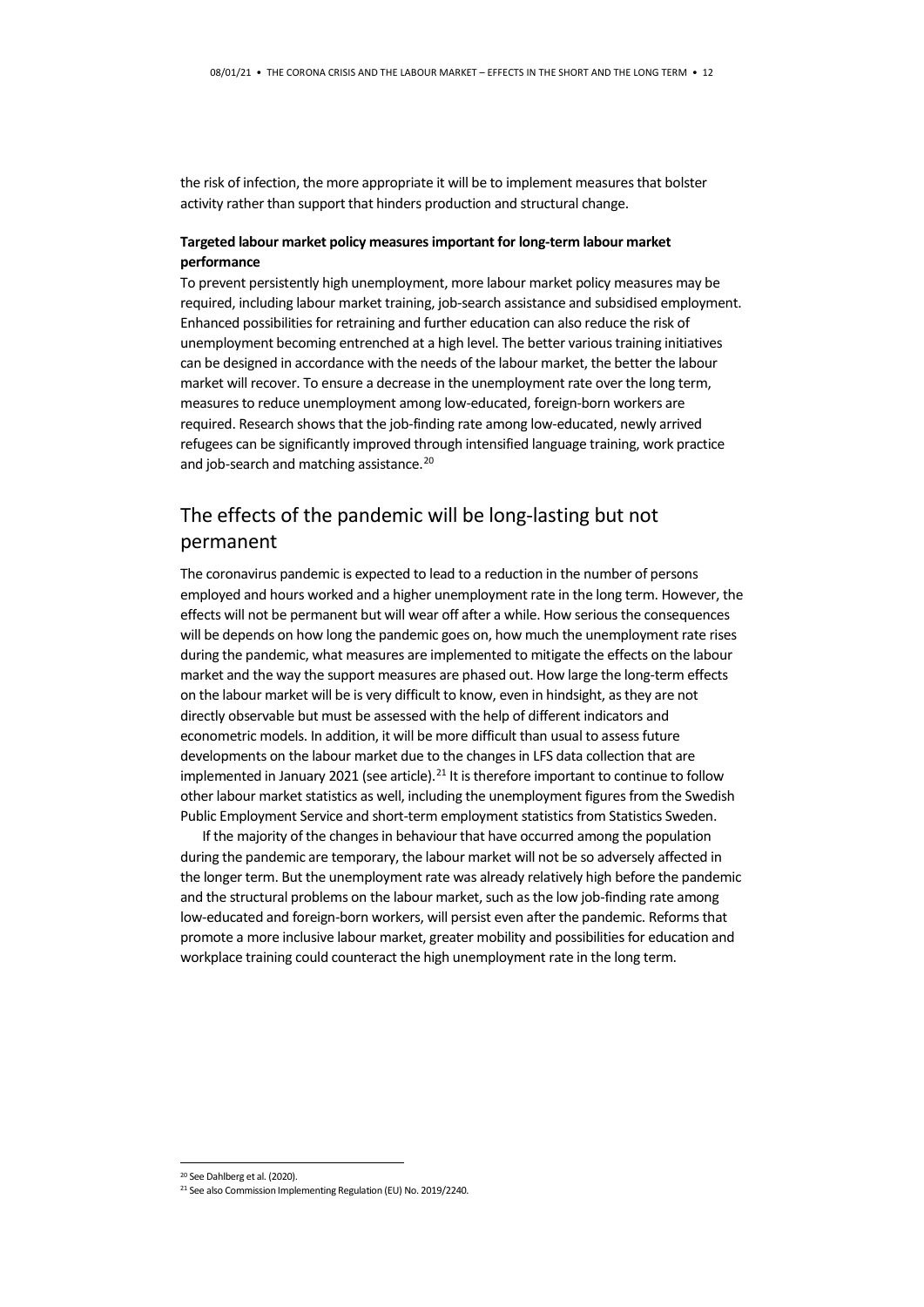the risk of infection, the more appropriate it will be to implement measures that bolster activity rather than support that hinders production and structural change.

**Targeted labour market policy measures important for long-term labour market performance**

To prevent persistently high unemployment, more labour market policy measures may be required, including labour market training, job-search assistance and subsidised employment. Enhanced possibilities for retraining and further education can also reduce the risk of unemployment becoming entrenched at a high level. The better various training initiatives can be designed in accordance with the needs of the labour market, the better the labour market will recover. To ensure a decrease in the unemployment rate over the long term, measures to reduce unemployment among low-educated, foreign-born workers are required. Research shows that the job-finding rate among low-educated, newly arrived refugees can be significantly improved through intensified language training, work practice and job-search and matching assistance.[20]

## The effects of the pandemic will be long-lasting but not permanent

The coronavirus pandemic is expected to lead to a reduction in the number of persons employed and hours worked and a higher unemployment rate in the long term. However, the effects will not be permanent but will wear off after a while. How serious the consequences will be depends on how long the pandemic goes on, how much the unemployment rate rises during the pandemic, what measures are implemented to mitigate the effects on the labour market and the way the support measures are phased out. How large the long-term effects on the labour market will be is very difficult to know, even in hindsight, as they are not directly observable but must be assessed with the help of different indicators and econometric models. In addition, it will be more difficult than usual to assess future developments on the labour market due to the changes in LFS data collection that are implemented in January 2021 (see article).[21] It is therefore important to continue to follow other labour market statistics as well, including the unemployment figures from the Swedish Public Employment Service and short-term employment statistics from Statistics Sweden.

If the majority of the changes in behaviour that have occurred among the population during the pandemic are temporary, the labour market will not be so adversely affected in the longer term. But the unemployment rate was already relatively high before the pandemic and the structural problems on the labour market, such as the low job-finding rate among low-educated and foreign-born workers, will persist even after the pandemic. Reforms that promote a more inclusive labour market, greater mobility and possibilities for education and workplace training could counteract the high unemployment rate in the long term.

---

[20] See Dahlberg et al. (2020).

[21] See also Commission Implementing Regulation (EU) No. 2019/2240.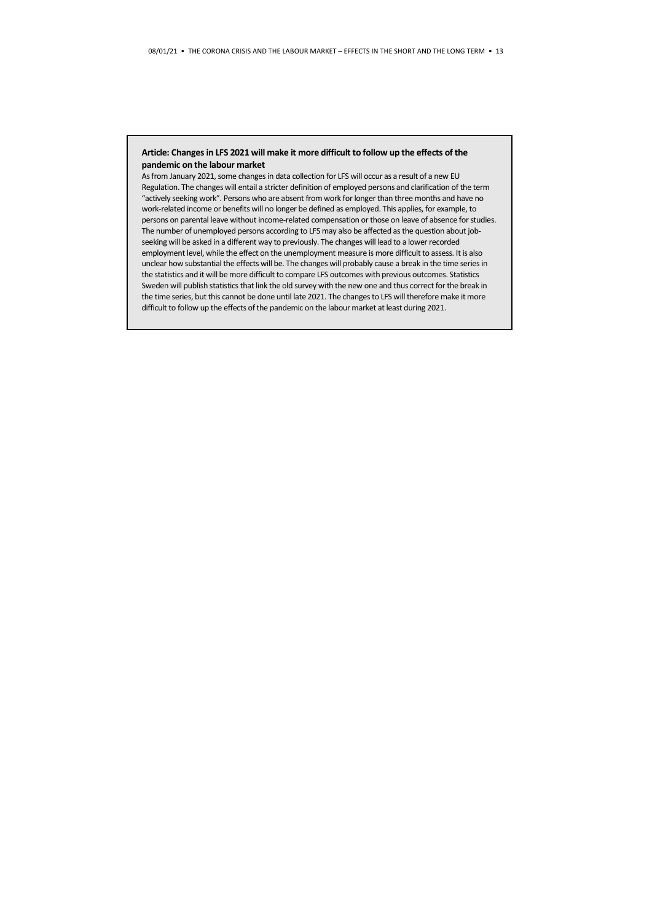**Article: Changes in LFS 2021 will make it more difficult to follow up the effects of the pandemic on the labour market**

As from January 2021, some changes in data collection for LFS will occur as a result of a new EU Regulation. The changes will entail a stricter definition of employed persons and clarification of the term "actively seeking work". Persons who are absent from work for longer than three months and have no work-related income or benefits will no longer be defined as employed. This applies, for example, to persons on parental leave without income-related compensation or those on leave of absence for studies. The number of unemployed persons according to LFS may also be affected as the question about job-seeking will be asked in a different way to previously. The changes will lead to a lower recorded employment level, while the effect on the unemployment measure is more difficult to assess. It is also unclear how substantial the effects will be. The changes will probably cause a break in the time series in the statistics and it will be more difficult to compare LFS outcomes with previous outcomes. Statistics Sweden will publish statistics that link the old survey with the new one and thus correct for the break in the time series, but this cannot be done until late 2021. The changes to LFS will therefore make it more difficult to follow up the effects of the pandemic on the labour market at least during 2021.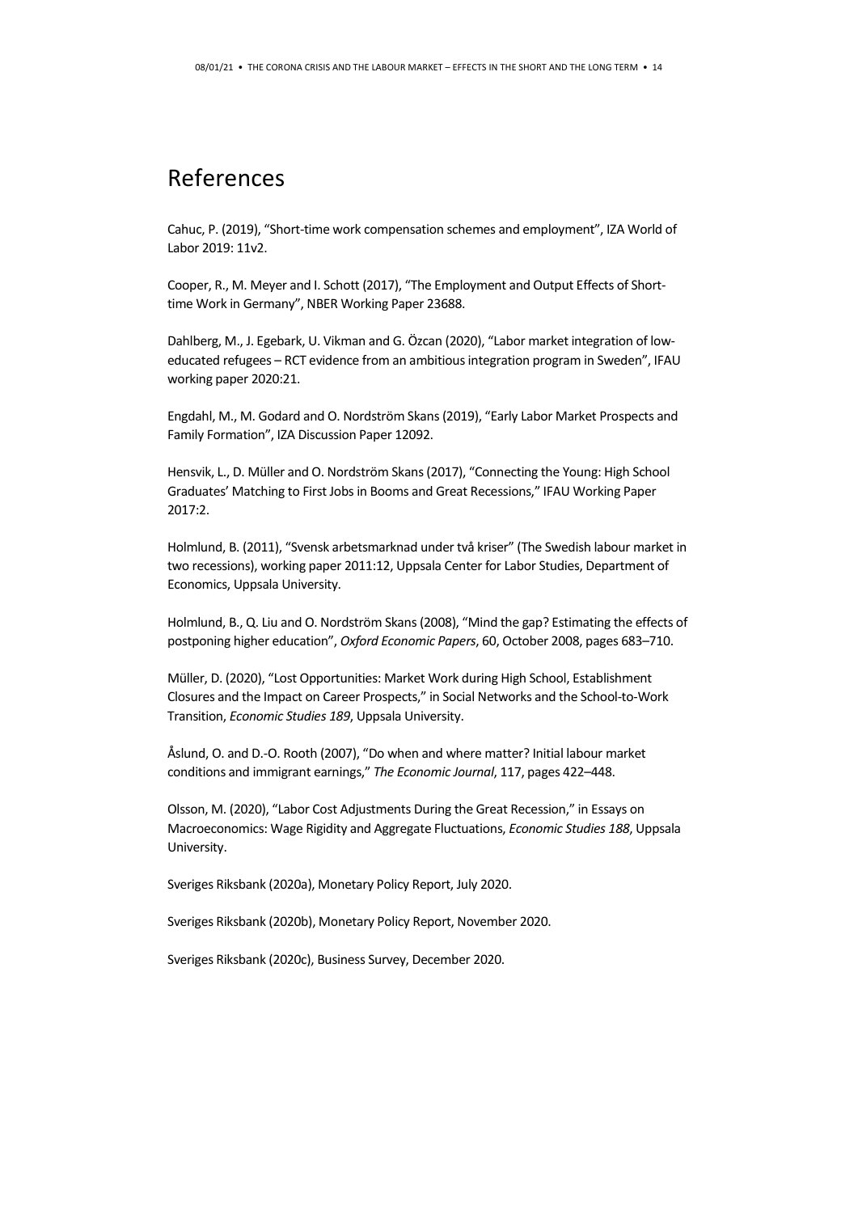# References

Cahuc, P. (2019), "Short-time work compensation schemes and employment", IZA World of Labor 2019: 11v2.

Cooper, R., M. Meyer and I. Schott (2017), "The Employment and Output Effects of Short-time Work in Germany", NBER Working Paper 23688.

Dahlberg, M., J. Egebark, U. Vikman and G. Özcan (2020), "Labor market integration of low-educated refugees – RCT evidence from an ambitious integration program in Sweden", IFAU working paper 2020:21.

Engdahl, M., M. Godard and O. Nordström Skans (2019), "Early Labor Market Prospects and Family Formation", IZA Discussion Paper 12092.

Hensvik, L., D. Müller and O. Nordström Skans (2017), "Connecting the Young: High School Graduates' Matching to First Jobs in Booms and Great Recessions," IFAU Working Paper 2017:2.

Holmlund, B. (2011), "Svensk arbetsmarknad under två kriser" (The Swedish labour market in two recessions), working paper 2011:12, Uppsala Center for Labor Studies, Department of Economics, Uppsala University.

Holmlund, B., Q. Liu and O. Nordström Skans (2008), "Mind the gap? Estimating the effects of postponing higher education", *Oxford Economic Papers*, 60, October 2008, pages 683–710.

Müller, D. (2020), "Lost Opportunities: Market Work during High School, Establishment Closures and the Impact on Career Prospects," in Social Networks and the School-to-Work Transition, *Economic Studies 189*, Uppsala University.

Åslund, O. and D.-O. Rooth (2007), "Do when and where matter? Initial labour market conditions and immigrant earnings," *The Economic Journal*, 117, pages 422–448.

Olsson, M. (2020), "Labor Cost Adjustments During the Great Recession," in Essays on Macroeconomics: Wage Rigidity and Aggregate Fluctuations, *Economic Studies 188*, Uppsala University.

Sveriges Riksbank (2020a), Monetary Policy Report, July 2020.

Sveriges Riksbank (2020b), Monetary Policy Report, November 2020.

Sveriges Riksbank (2020c), Business Survey, December 2020.